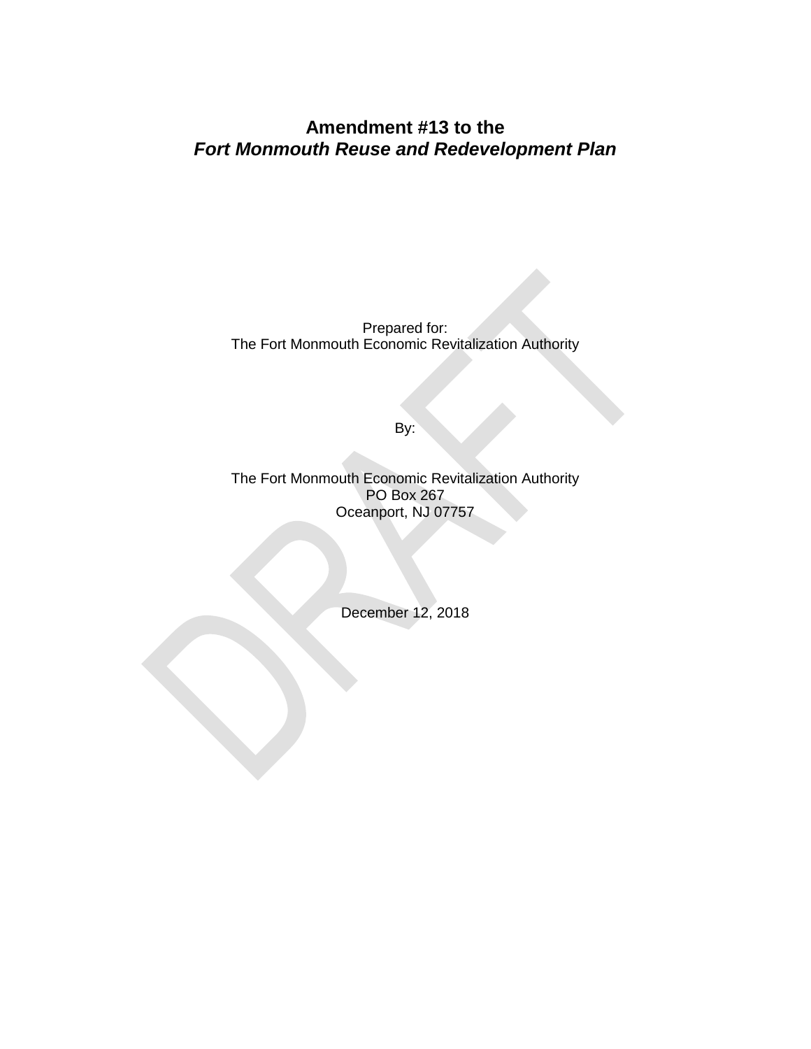# Amendment #13 to the
# *Fort Monmouth Reuse and Redevelopment Plan*

Prepared for:
The Fort Monmouth Economic Revitalization Authority

By:

The Fort Monmouth Economic Revitalization Authority
PO Box 267
Oceanport, NJ 07757

December 12, 2018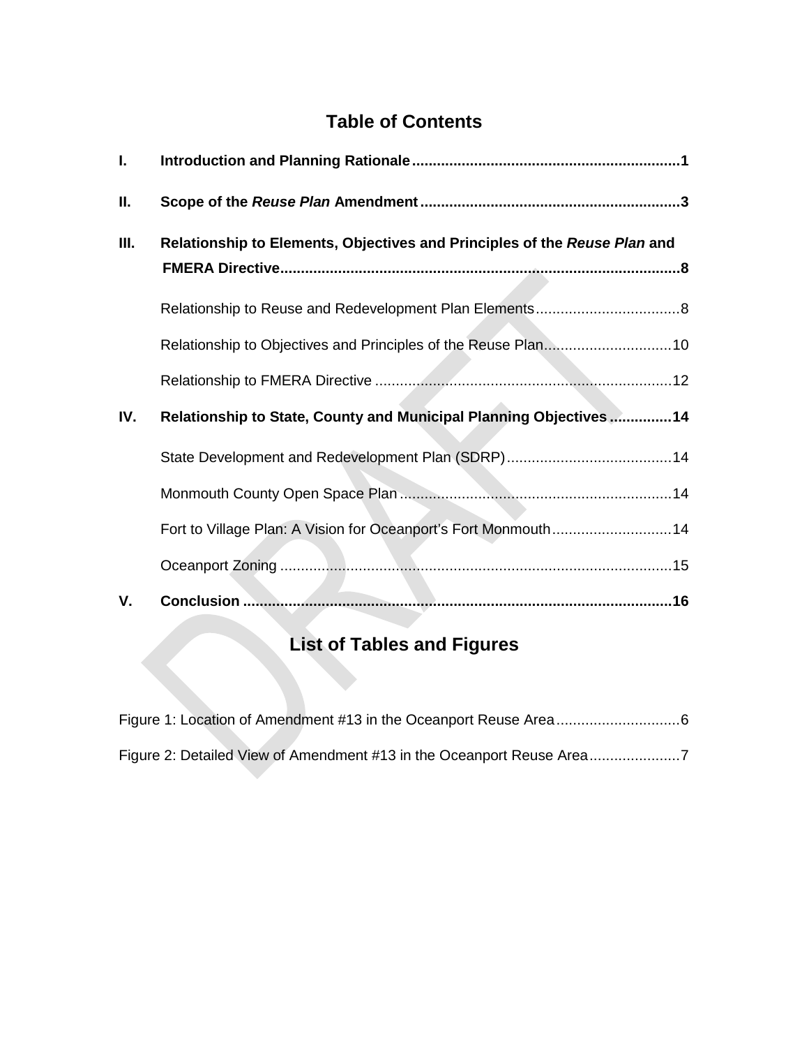# Table of Contents

**I. Introduction and Planning Rationale** ........................................ **1**

**II. Scope of the *Reuse Plan* Amendment** ........................................ **3**

**III. Relationship to Elements, Objectives and Principles of the *Reuse Plan* and FMERA Directive** ........................................ **8**

- Relationship to Reuse and Redevelopment Plan Elements ........................................ 8
- Relationship to Objectives and Principles of the Reuse Plan ........................................ 10
- Relationship to FMERA Directive ........................................ 12

**IV. Relationship to State, County and Municipal Planning Objectives** ........................................ **14**

- State Development and Redevelopment Plan (SDRP) ........................................ 14
- Monmouth County Open Space Plan ........................................ 14
- Fort to Village Plan: A Vision for Oceanport's Fort Monmouth ........................................ 14
- Oceanport Zoning ........................................ 15

**V. Conclusion** ........................................ **16**

# List of Tables and Figures

Figure 1: Location of Amendment #13 in the Oceanport Reuse Area ........................................ 6

Figure 2: Detailed View of Amendment #13 in the Oceanport Reuse Area ........................................ 7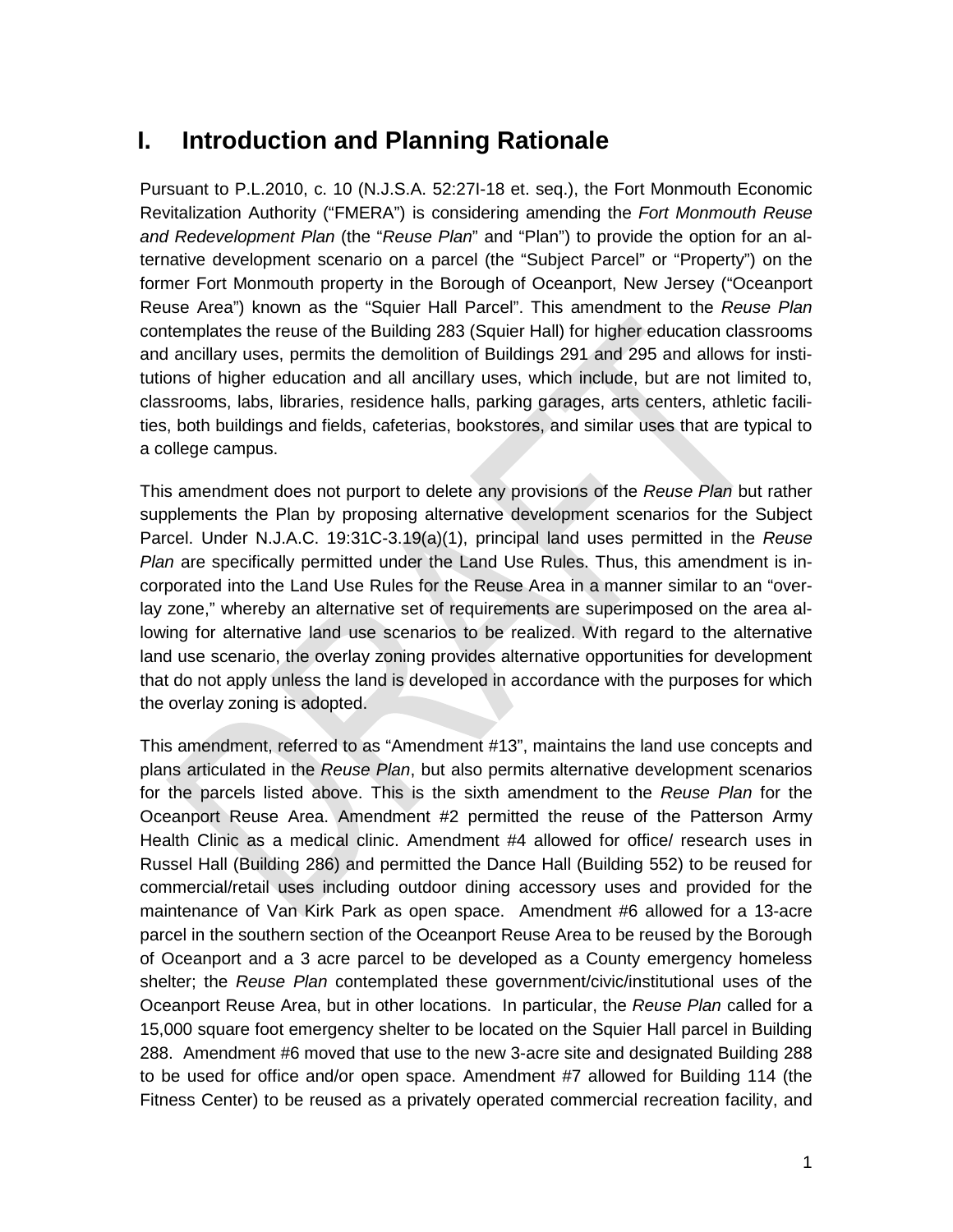# I. Introduction and Planning Rationale

Pursuant to P.L.2010, c. 10 (N.J.S.A. 52:27I-18 et. seq.), the Fort Monmouth Economic Revitalization Authority ("FMERA") is considering amending the *Fort Monmouth Reuse and Redevelopment Plan* (the "*Reuse Plan*" and "Plan") to provide the option for an alternative development scenario on a parcel (the "Subject Parcel" or "Property") on the former Fort Monmouth property in the Borough of Oceanport, New Jersey ("Oceanport Reuse Area") known as the "Squier Hall Parcel". This amendment to the *Reuse Plan* contemplates the reuse of the Building 283 (Squier Hall) for higher education classrooms and ancillary uses, permits the demolition of Buildings 291 and 295 and allows for institutions of higher education and all ancillary uses, which include, but are not limited to, classrooms, labs, libraries, residence halls, parking garages, arts centers, athletic facilities, both buildings and fields, cafeterias, bookstores, and similar uses that are typical to a college campus.

This amendment does not purport to delete any provisions of the *Reuse Plan* but rather supplements the Plan by proposing alternative development scenarios for the Subject Parcel. Under N.J.A.C. 19:31C-3.19(a)(1), principal land uses permitted in the *Reuse Plan* are specifically permitted under the Land Use Rules. Thus, this amendment is incorporated into the Land Use Rules for the Reuse Area in a manner similar to an "overlay zone," whereby an alternative set of requirements are superimposed on the area allowing for alternative land use scenarios to be realized. With regard to the alternative land use scenario, the overlay zoning provides alternative opportunities for development that do not apply unless the land is developed in accordance with the purposes for which the overlay zoning is adopted.

This amendment, referred to as "Amendment #13", maintains the land use concepts and plans articulated in the *Reuse Plan*, but also permits alternative development scenarios for the parcels listed above. This is the sixth amendment to the *Reuse Plan* for the Oceanport Reuse Area. Amendment #2 permitted the reuse of the Patterson Army Health Clinic as a medical clinic. Amendment #4 allowed for office/ research uses in Russel Hall (Building 286) and permitted the Dance Hall (Building 552) to be reused for commercial/retail uses including outdoor dining accessory uses and provided for the maintenance of Van Kirk Park as open space. Amendment #6 allowed for a 13-acre parcel in the southern section of the Oceanport Reuse Area to be reused by the Borough of Oceanport and a 3 acre parcel to be developed as a County emergency homeless shelter; the *Reuse Plan* contemplated these government/civic/institutional uses of the Oceanport Reuse Area, but in other locations. In particular, the *Reuse Plan* called for a 15,000 square foot emergency shelter to be located on the Squier Hall parcel in Building 288. Amendment #6 moved that use to the new 3-acre site and designated Building 288 to be used for office and/or open space. Amendment #7 allowed for Building 114 (the Fitness Center) to be reused as a privately operated commercial recreation facility, and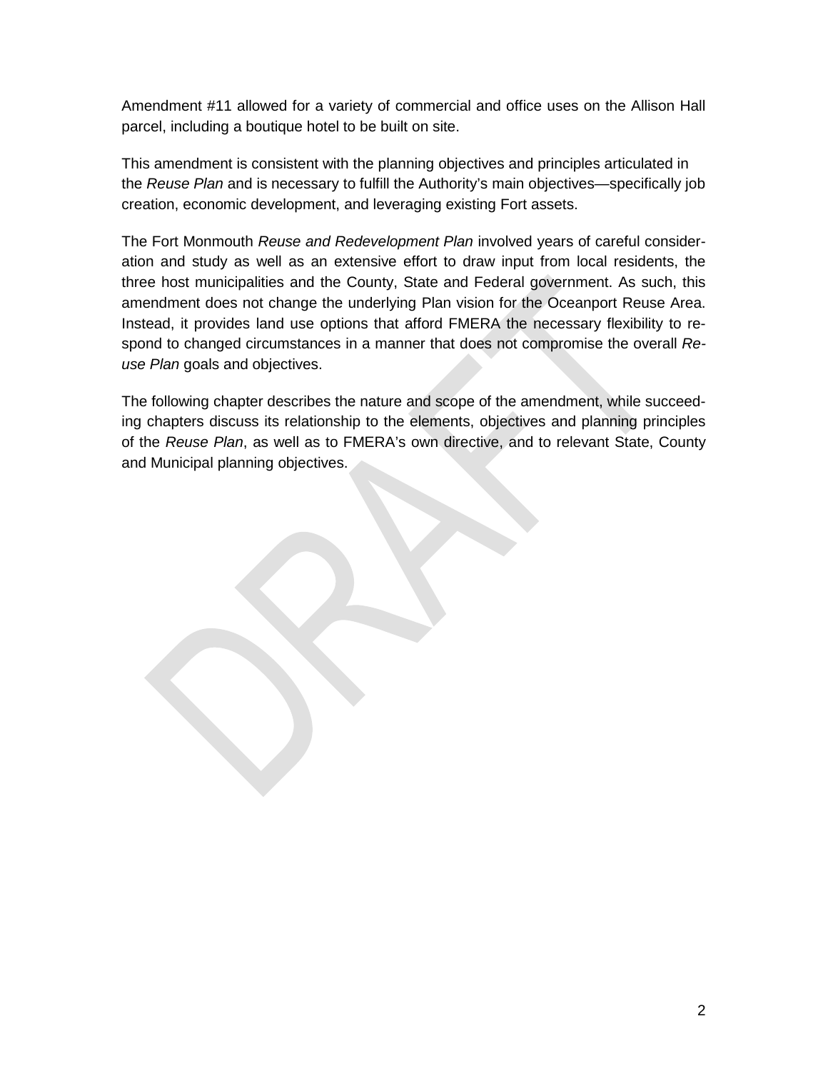Amendment #11 allowed for a variety of commercial and office uses on the Allison Hall parcel, including a boutique hotel to be built on site.

This amendment is consistent with the planning objectives and principles articulated in the *Reuse Plan* and is necessary to fulfill the Authority's main objectives—specifically job creation, economic development, and leveraging existing Fort assets.

The Fort Monmouth *Reuse and Redevelopment Plan* involved years of careful consideration and study as well as an extensive effort to draw input from local residents, the three host municipalities and the County, State and Federal government. As such, this amendment does not change the underlying Plan vision for the Oceanport Reuse Area. Instead, it provides land use options that afford FMERA the necessary flexibility to respond to changed circumstances in a manner that does not compromise the overall *Reuse Plan* goals and objectives.

The following chapter describes the nature and scope of the amendment, while succeeding chapters discuss its relationship to the elements, objectives and planning principles of the *Reuse Plan*, as well as to FMERA's own directive, and to relevant State, County and Municipal planning objectives.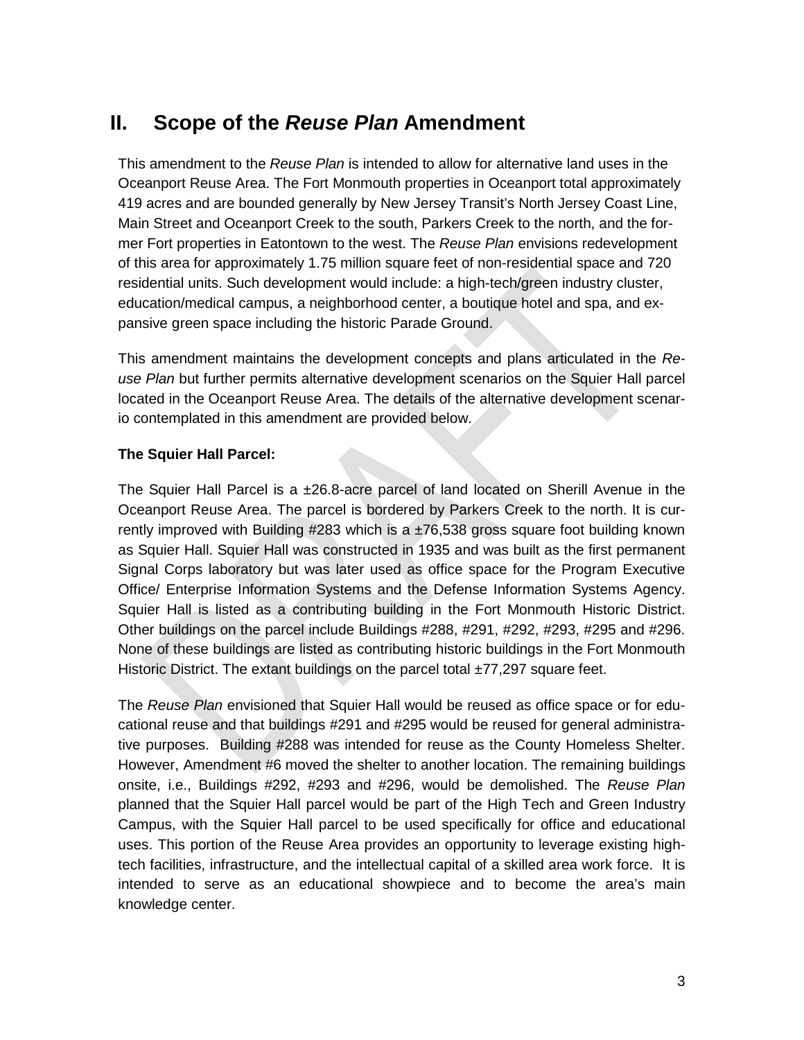## II. Scope of the *Reuse Plan* Amendment

This amendment to the *Reuse Plan* is intended to allow for alternative land uses in the Oceanport Reuse Area. The Fort Monmouth properties in Oceanport total approximately 419 acres and are bounded generally by New Jersey Transit's North Jersey Coast Line, Main Street and Oceanport Creek to the south, Parkers Creek to the north, and the former Fort properties in Eatontown to the west. The *Reuse Plan* envisions redevelopment of this area for approximately 1.75 million square feet of non-residential space and 720 residential units. Such development would include: a high-tech/green industry cluster, education/medical campus, a neighborhood center, a boutique hotel and spa, and expansive green space including the historic Parade Ground.

This amendment maintains the development concepts and plans articulated in the *Reuse Plan* but further permits alternative development scenarios on the Squier Hall parcel located in the Oceanport Reuse Area. The details of the alternative development scenario contemplated in this amendment are provided below.

**The Squier Hall Parcel:**

The Squier Hall Parcel is a ±26.8-acre parcel of land located on Sherill Avenue in the Oceanport Reuse Area. The parcel is bordered by Parkers Creek to the north. It is currently improved with Building #283 which is a ±76,538 gross square foot building known as Squier Hall. Squier Hall was constructed in 1935 and was built as the first permanent Signal Corps laboratory but was later used as office space for the Program Executive Office/ Enterprise Information Systems and the Defense Information Systems Agency. Squier Hall is listed as a contributing building in the Fort Monmouth Historic District. Other buildings on the parcel include Buildings #288, #291, #292, #293, #295 and #296. None of these buildings are listed as contributing historic buildings in the Fort Monmouth Historic District. The extant buildings on the parcel total ±77,297 square feet.

The *Reuse Plan* envisioned that Squier Hall would be reused as office space or for educational reuse and that buildings #291 and #295 would be reused for general administrative purposes. Building #288 was intended for reuse as the County Homeless Shelter. However, Amendment #6 moved the shelter to another location. The remaining buildings onsite, i.e., Buildings #292, #293 and #296, would be demolished. The *Reuse Plan* planned that the Squier Hall parcel would be part of the High Tech and Green Industry Campus, with the Squier Hall parcel to be used specifically for office and educational uses. This portion of the Reuse Area provides an opportunity to leverage existing high-tech facilities, infrastructure, and the intellectual capital of a skilled area work force. It is intended to serve as an educational showpiece and to become the area's main knowledge center.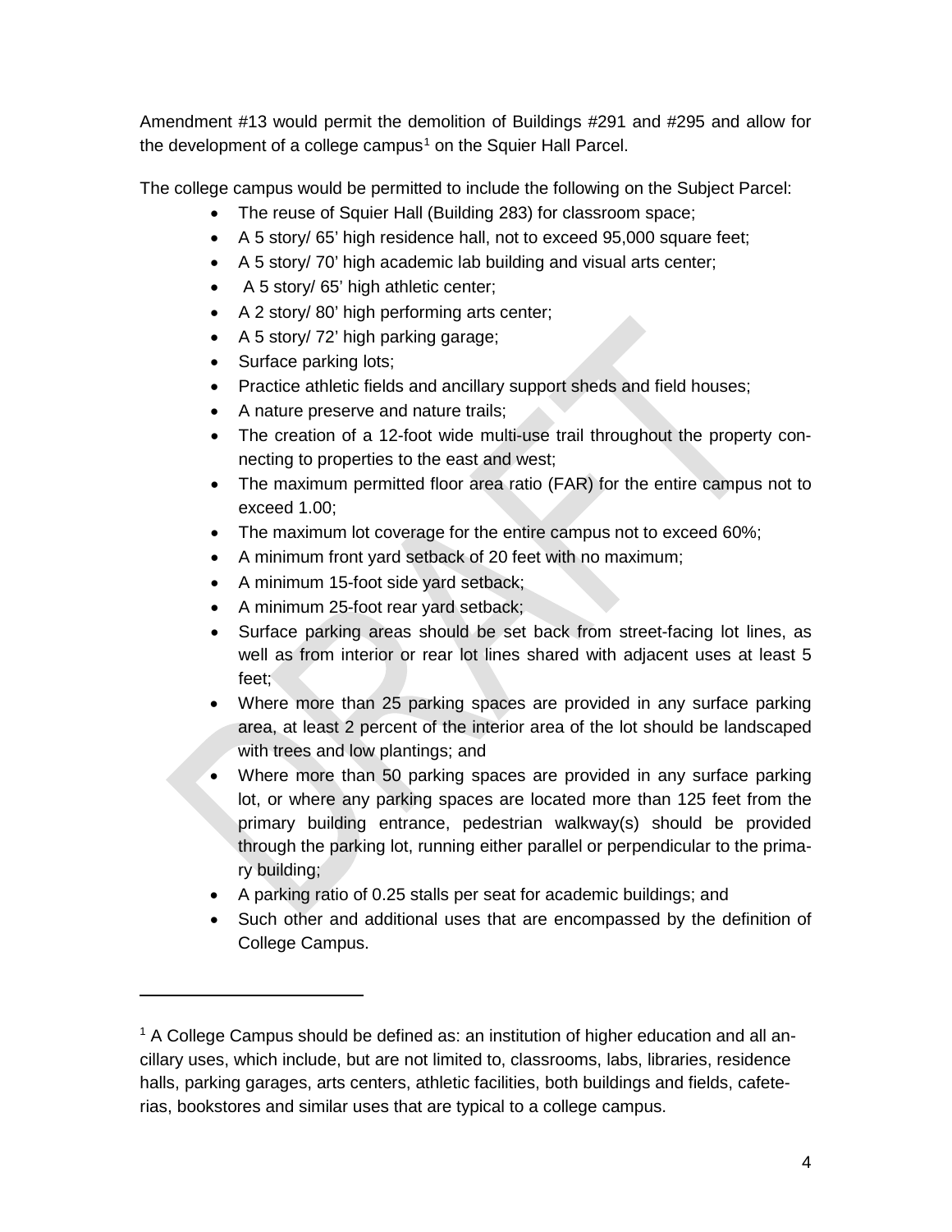Amendment #13 would permit the demolition of Buildings #291 and #295 and allow for the development of a college campus[1] on the Squier Hall Parcel.

The college campus would be permitted to include the following on the Subject Parcel:

- The reuse of Squier Hall (Building 283) for classroom space;
- A 5 story/ 65' high residence hall, not to exceed 95,000 square feet;
- A 5 story/ 70' high academic lab building and visual arts center;
- A 5 story/ 65' high athletic center;
- A 2 story/ 80' high performing arts center;
- A 5 story/ 72' high parking garage;
- Surface parking lots;
- Practice athletic fields and ancillary support sheds and field houses;
- A nature preserve and nature trails;
- The creation of a 12-foot wide multi-use trail throughout the property connecting to properties to the east and west;
- The maximum permitted floor area ratio (FAR) for the entire campus not to exceed 1.00;
- The maximum lot coverage for the entire campus not to exceed 60%;
- A minimum front yard setback of 20 feet with no maximum;
- A minimum 15-foot side yard setback;
- A minimum 25-foot rear yard setback;
- Surface parking areas should be set back from street-facing lot lines, as well as from interior or rear lot lines shared with adjacent uses at least 5 feet;
- Where more than 25 parking spaces are provided in any surface parking area, at least 2 percent of the interior area of the lot should be landscaped with trees and low plantings; and
- Where more than 50 parking spaces are provided in any surface parking lot, or where any parking spaces are located more than 125 feet from the primary building entrance, pedestrian walkway(s) should be provided through the parking lot, running either parallel or perpendicular to the primary building;
- A parking ratio of 0.25 stalls per seat for academic buildings; and
- Such other and additional uses that are encompassed by the definition of College Campus.

[1] A College Campus should be defined as: an institution of higher education and all ancillary uses, which include, but are not limited to, classrooms, labs, libraries, residence halls, parking garages, arts centers, athletic facilities, both buildings and fields, cafeterias, bookstores and similar uses that are typical to a college campus.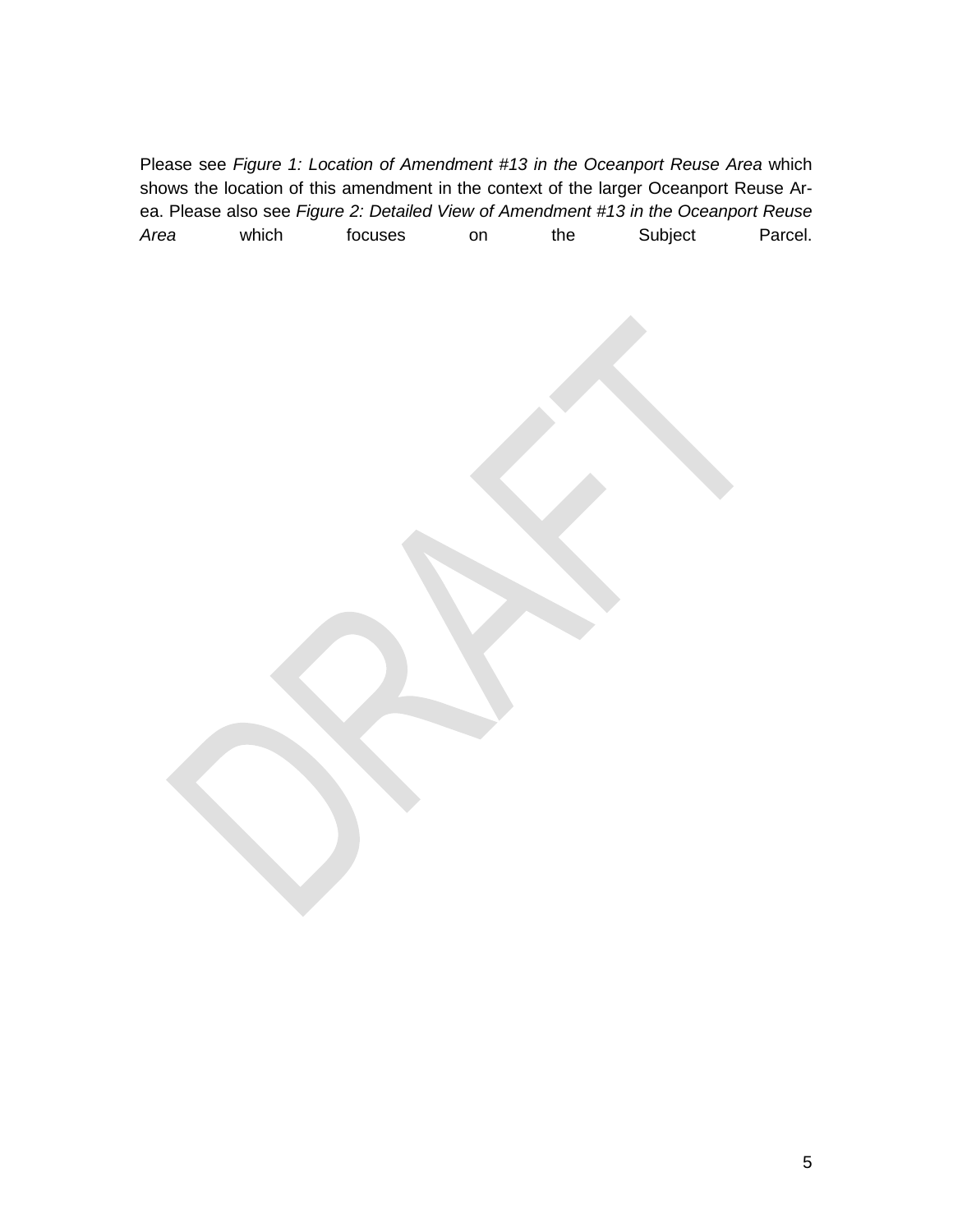Please see *Figure 1: Location of Amendment #13 in the Oceanport Reuse Area* which shows the location of this amendment in the context of the larger Oceanport Reuse Area. Please also see *Figure 2: Detailed View of Amendment #13 in the Oceanport Reuse Area* which focuses on the Subject Parcel.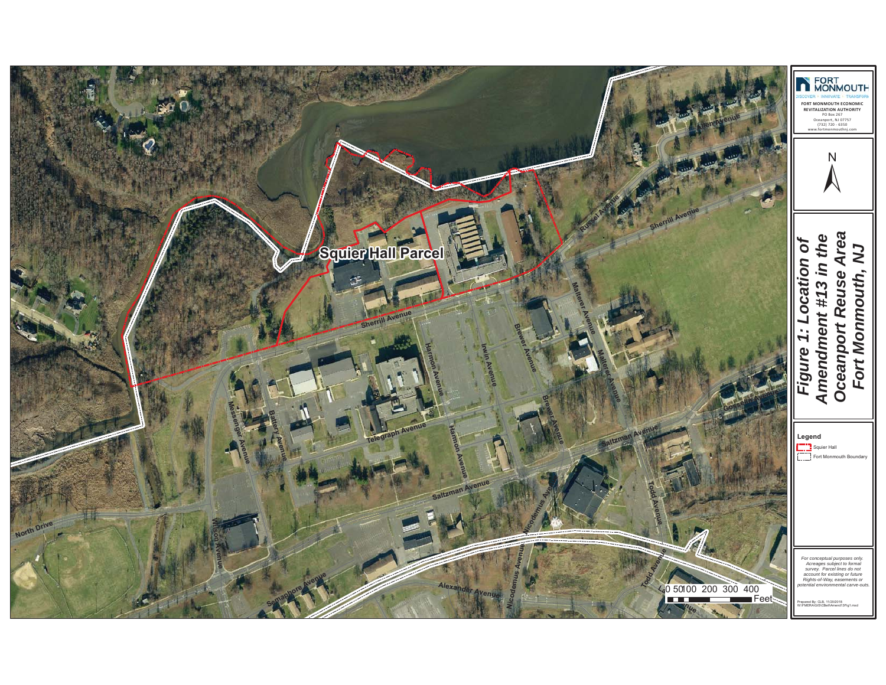FORT MONMOUTH

DISCOVER · INNOVATE · TRANSFORM

FORT MONMOUTH ECONOMIC REVITALIZATION AUTHORITY
PO Box 267
Oceanport, NJ 07757
(732) 720 - 6350
www.fortmonmouthnj.com

N

# Figure 1: Location of Amendment #13 in the Oceanport Reuse Area Fort Monmouth, NJ

**Legend**

- Squier Hall
- Fort Monmouth Boundary

Squier Hall Parcel

Sherrill Avenue, Allen Avenue, Russel Avenue, Malterer Avenue, Brewer Avenue, Irwin Avenue, Harmon Avenue, Messenger Avenue, Battery Avenue, Telegraph Avenue, Saltzman Avenue, Nicodemus Avenue, Todd Avenue, Wilson Avenue, North Drive, Semaphore Avenue, Alexander Avenue

0 50 100 200 300 400 Feet

*For conceptual purposes only. Acreages subject to formal survey. Parcel lines do not account for existing or future Rights-of-Way, easements or potential environmental carve-outs.*

Prepared By: CLB, 11/20/2018
W:\FMERA\GIS\CBell\Amend13Fig1.mxd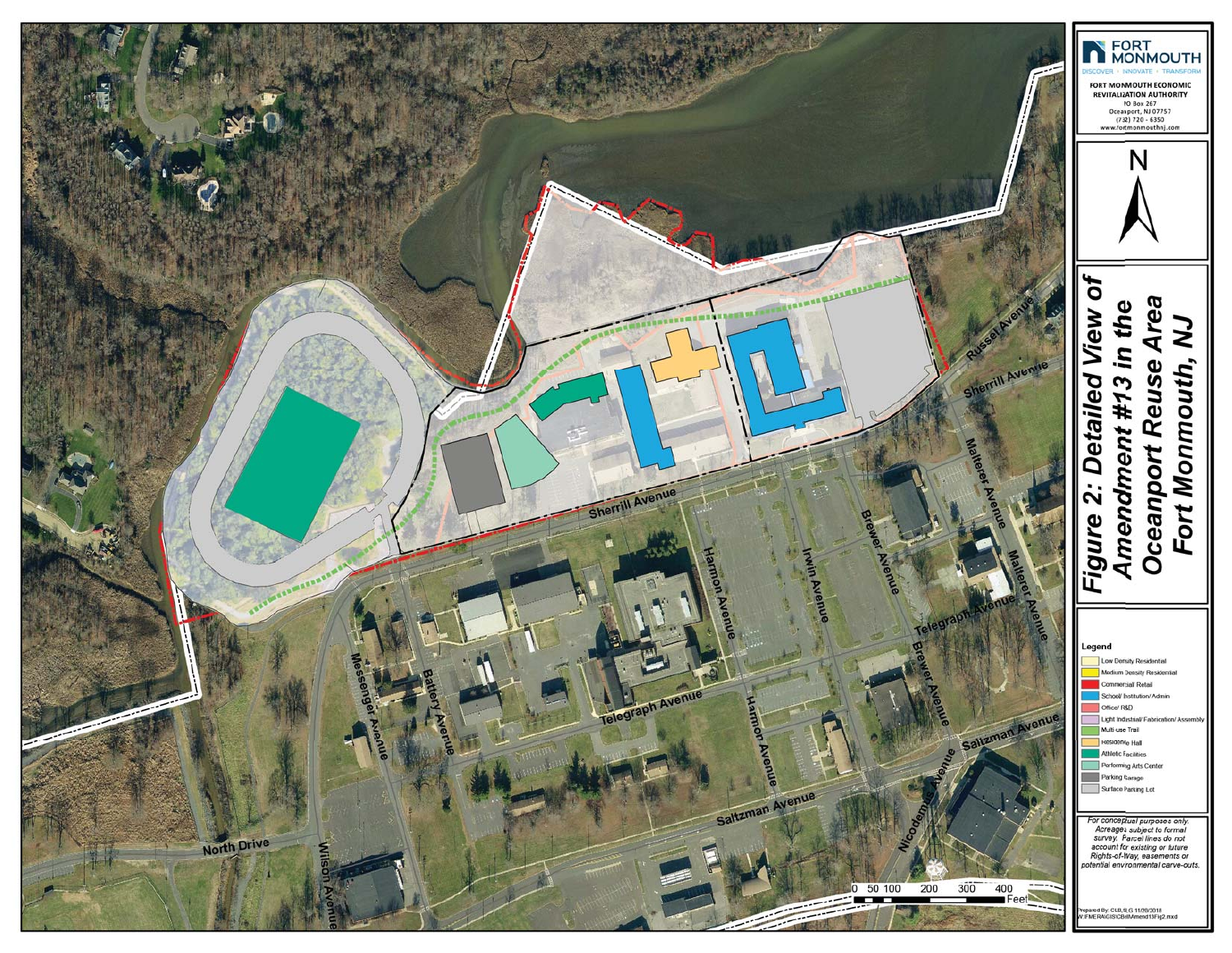**FORT MONMOUTH**

DISCOVER · INNOVATE · TRANSFORM

**FORT MONMOUTH ECONOMIC REVITALIZATION AUTHORITY**

PO Box 267
Oceanport, NJ 07757
(732) 720 - 6350
www.fortmonmouthnj.com

N

# Figure 2: Detailed View of Amendment #13 in the Oceanport Reuse Area Fort Monmouth, NJ

**Legend**

- Low Density Residential
- Medium Density Residential
- Commercial Retail
- School/ Institution/ Admin
- Office/ R&D
- Light Industrial/ Fabrication/ Assembly
- Multi-use Trail
- Residence Hall
- Athletic Facilities
- Performing Arts Center
- Parking Garage
- Surface Parking Lot

*For conceptual purposes only. Acreages subject to formal survey. Parcel lines do not account for existing or future Rights-of-Way, easements or potential environmental carve-outs.*

Prepared By: CLB, ILG 11/30/2018
W:\FMERA\GIS\CBd\Amend13Fig2.mxd

0 50 100 200 300 400 Feet

Russel Avenue · Sherrill Avenue · Malterer Avenue · Harmon Avenue · Irwin Avenue · Brewer Avenue · Telegraph Avenue · Messenger Avenue · Battery Avenue · Saltzman Avenue · Nicodemus Avenue · North Drive · Wilson Avenue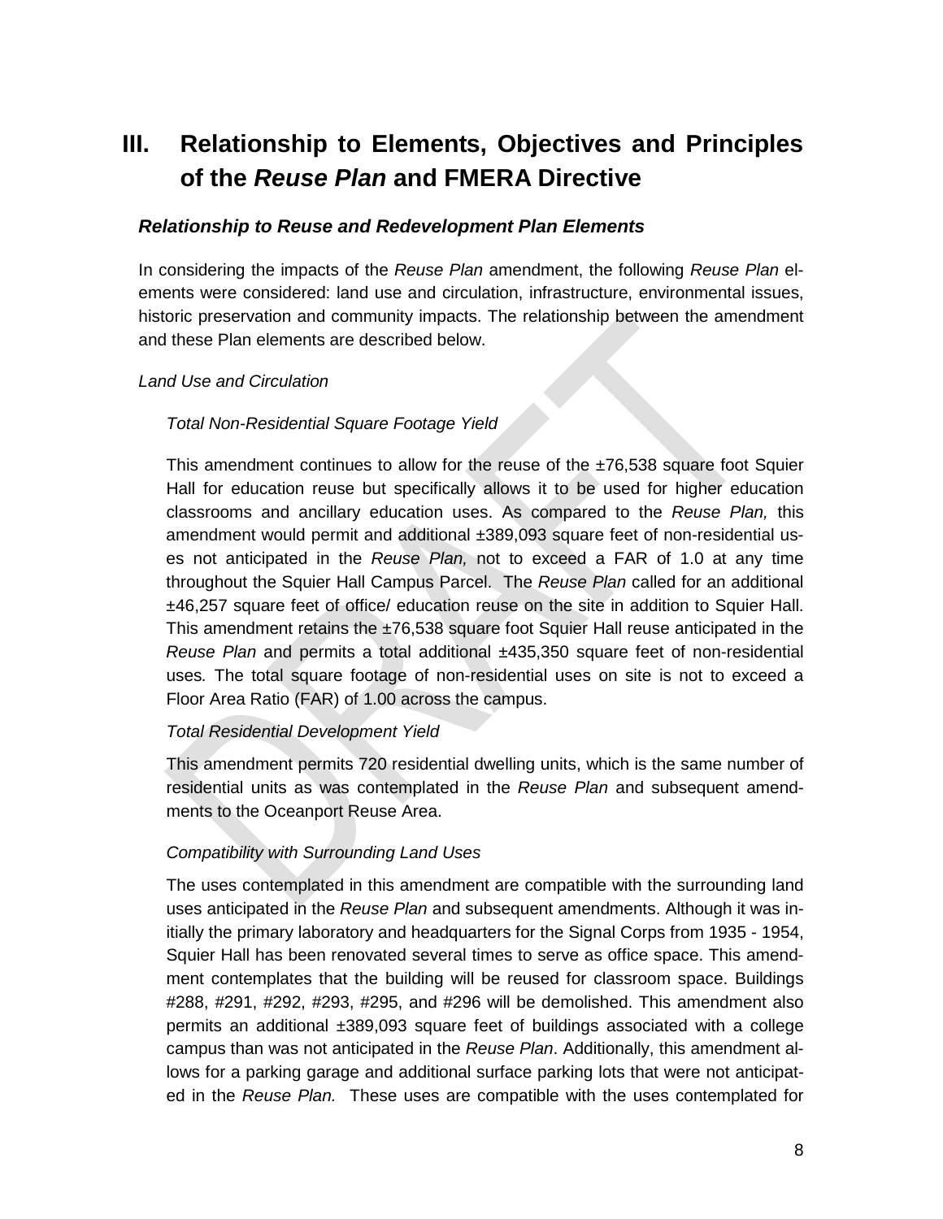# III. Relationship to Elements, Objectives and Principles of the *Reuse Plan* and FMERA Directive

### *Relationship to Reuse and Redevelopment Plan Elements*

In considering the impacts of the *Reuse Plan* amendment, the following *Reuse Plan* elements were considered: land use and circulation, infrastructure, environmental issues, historic preservation and community impacts. The relationship between the amendment and these Plan elements are described below.

*Land Use and Circulation*

*Total Non-Residential Square Footage Yield*

This amendment continues to allow for the reuse of the ±76,538 square foot Squier Hall for education reuse but specifically allows it to be used for higher education classrooms and ancillary education uses. As compared to the *Reuse Plan,* this amendment would permit and additional ±389,093 square feet of non-residential uses not anticipated in the *Reuse Plan,* not to exceed a FAR of 1.0 at any time throughout the Squier Hall Campus Parcel. The *Reuse Plan* called for an additional ±46,257 square feet of office/ education reuse on the site in addition to Squier Hall. This amendment retains the ±76,538 square foot Squier Hall reuse anticipated in the *Reuse Plan* and permits a total additional ±435,350 square feet of non-residential uses. The total square footage of non-residential uses on site is not to exceed a Floor Area Ratio (FAR) of 1.00 across the campus.

*Total Residential Development Yield*

This amendment permits 720 residential dwelling units, which is the same number of residential units as was contemplated in the *Reuse Plan* and subsequent amendments to the Oceanport Reuse Area.

*Compatibility with Surrounding Land Uses*

The uses contemplated in this amendment are compatible with the surrounding land uses anticipated in the *Reuse Plan* and subsequent amendments. Although it was initially the primary laboratory and headquarters for the Signal Corps from 1935 - 1954, Squier Hall has been renovated several times to serve as office space. This amendment contemplates that the building will be reused for classroom space. Buildings #288, #291, #292, #293, #295, and #296 will be demolished. This amendment also permits an additional ±389,093 square feet of buildings associated with a college campus than was not anticipated in the *Reuse Plan*. Additionally, this amendment allows for a parking garage and additional surface parking lots that were not anticipated in the *Reuse Plan.* These uses are compatible with the uses contemplated for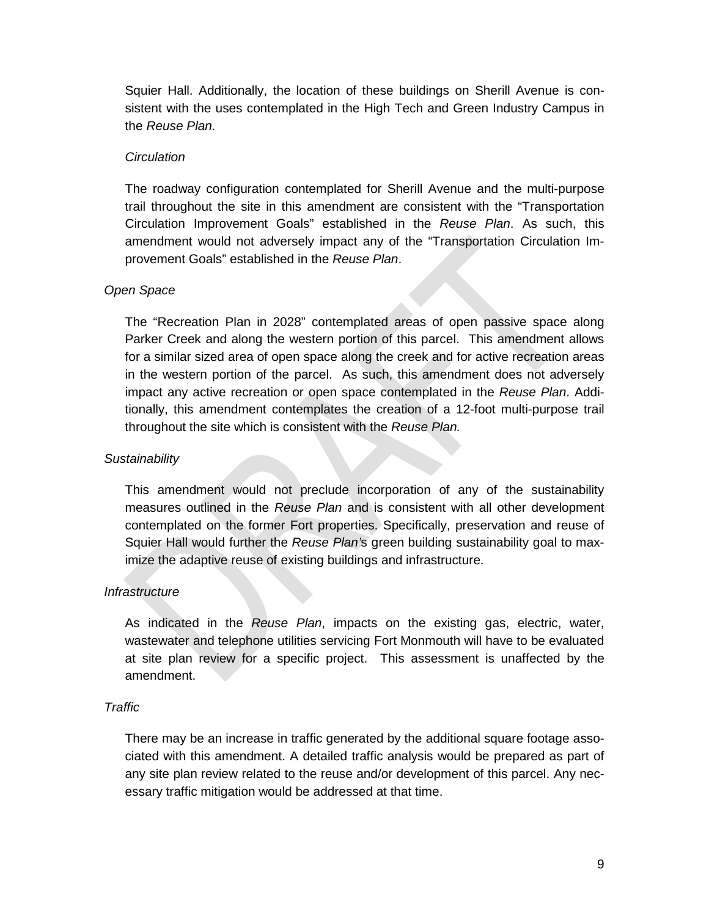Squier Hall. Additionally, the location of these buildings on Sherill Avenue is consistent with the uses contemplated in the High Tech and Green Industry Campus in the *Reuse Plan.*

*Circulation*

The roadway configuration contemplated for Sherill Avenue and the multi-purpose trail throughout the site in this amendment are consistent with the "Transportation Circulation Improvement Goals" established in the *Reuse Plan*. As such, this amendment would not adversely impact any of the "Transportation Circulation Improvement Goals" established in the *Reuse Plan*.

*Open Space*

The "Recreation Plan in 2028" contemplated areas of open passive space along Parker Creek and along the western portion of this parcel. This amendment allows for a similar sized area of open space along the creek and for active recreation areas in the western portion of the parcel. As such, this amendment does not adversely impact any active recreation or open space contemplated in the *Reuse Plan*. Additionally, this amendment contemplates the creation of a 12-foot multi-purpose trail throughout the site which is consistent with the *Reuse Plan.*

*Sustainability*

This amendment would not preclude incorporation of any of the sustainability measures outlined in the *Reuse Plan* and is consistent with all other development contemplated on the former Fort properties. Specifically, preservation and reuse of Squier Hall would further the *Reuse Plan's* green building sustainability goal to maximize the adaptive reuse of existing buildings and infrastructure.

*Infrastructure*

As indicated in the *Reuse Plan*, impacts on the existing gas, electric, water, wastewater and telephone utilities servicing Fort Monmouth will have to be evaluated at site plan review for a specific project. This assessment is unaffected by the amendment.

*Traffic*

There may be an increase in traffic generated by the additional square footage associated with this amendment. A detailed traffic analysis would be prepared as part of any site plan review related to the reuse and/or development of this parcel. Any necessary traffic mitigation would be addressed at that time.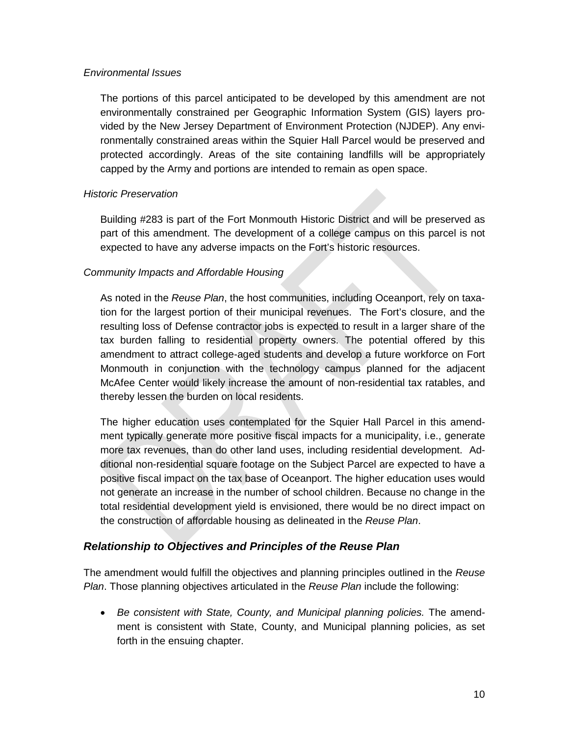*Environmental Issues*

The portions of this parcel anticipated to be developed by this amendment are not environmentally constrained per Geographic Information System (GIS) layers provided by the New Jersey Department of Environment Protection (NJDEP). Any environmentally constrained areas within the Squier Hall Parcel would be preserved and protected accordingly. Areas of the site containing landfills will be appropriately capped by the Army and portions are intended to remain as open space.

*Historic Preservation*

Building #283 is part of the Fort Monmouth Historic District and will be preserved as part of this amendment. The development of a college campus on this parcel is not expected to have any adverse impacts on the Fort's historic resources.

*Community Impacts and Affordable Housing*

As noted in the *Reuse Plan*, the host communities, including Oceanport, rely on taxation for the largest portion of their municipal revenues. The Fort's closure, and the resulting loss of Defense contractor jobs is expected to result in a larger share of the tax burden falling to residential property owners. The potential offered by this amendment to attract college-aged students and develop a future workforce on Fort Monmouth in conjunction with the technology campus planned for the adjacent McAfee Center would likely increase the amount of non-residential tax ratables, and thereby lessen the burden on local residents.

The higher education uses contemplated for the Squier Hall Parcel in this amendment typically generate more positive fiscal impacts for a municipality, i.e., generate more tax revenues, than do other land uses, including residential development. Additional non-residential square footage on the Subject Parcel are expected to have a positive fiscal impact on the tax base of Oceanport. The higher education uses would not generate an increase in the number of school children. Because no change in the total residential development yield is envisioned, there would be no direct impact on the construction of affordable housing as delineated in the *Reuse Plan*.

## *Relationship to Objectives and Principles of the Reuse Plan*

The amendment would fulfill the objectives and planning principles outlined in the *Reuse Plan*. Those planning objectives articulated in the *Reuse Plan* include the following:

- *Be consistent with State, County, and Municipal planning policies.* The amendment is consistent with State, County, and Municipal planning policies, as set forth in the ensuing chapter.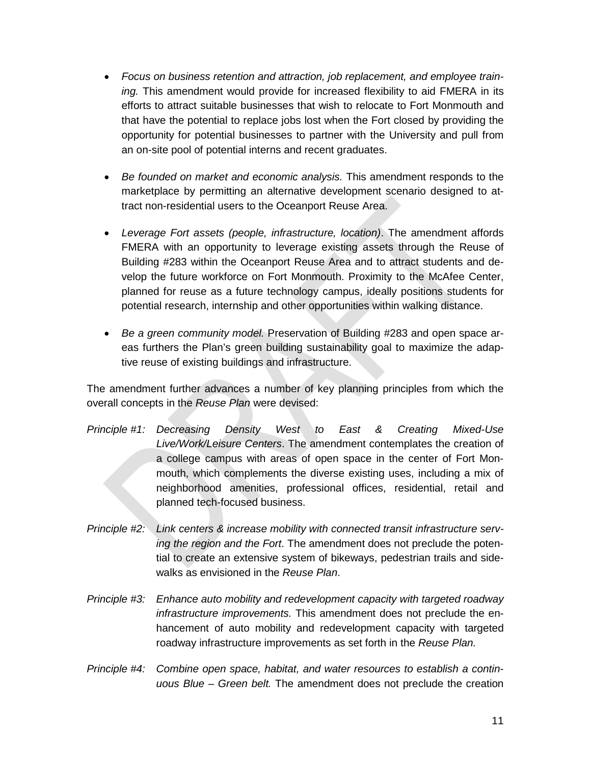- *Focus on business retention and attraction, job replacement, and employee training.* This amendment would provide for increased flexibility to aid FMERA in its efforts to attract suitable businesses that wish to relocate to Fort Monmouth and that have the potential to replace jobs lost when the Fort closed by providing the opportunity for potential businesses to partner with the University and pull from an on-site pool of potential interns and recent graduates.

- *Be founded on market and economic analysis.* This amendment responds to the marketplace by permitting an alternative development scenario designed to attract non-residential users to the Oceanport Reuse Area.

- *Leverage Fort assets (people, infrastructure, location)*. The amendment affords FMERA with an opportunity to leverage existing assets through the Reuse of Building #283 within the Oceanport Reuse Area and to attract students and develop the future workforce on Fort Monmouth. Proximity to the McAfee Center, planned for reuse as a future technology campus, ideally positions students for potential research, internship and other opportunities within walking distance.

- *Be a green community model.* Preservation of Building #283 and open space areas furthers the Plan's green building sustainability goal to maximize the adaptive reuse of existing buildings and infrastructure.

The amendment further advances a number of key planning principles from which the overall concepts in the *Reuse Plan* were devised:

*Principle #1:* *Decreasing Density West to East & Creating Mixed-Use Live/Work/Leisure Centers*. The amendment contemplates the creation of a college campus with areas of open space in the center of Fort Monmouth, which complements the diverse existing uses, including a mix of neighborhood amenities, professional offices, residential, retail and planned tech-focused business.

*Principle #2:* *Link centers & increase mobility with connected transit infrastructure serving the region and the Fort*. The amendment does not preclude the potential to create an extensive system of bikeways, pedestrian trails and sidewalks as envisioned in the *Reuse Plan*.

*Principle #3:* *Enhance auto mobility and redevelopment capacity with targeted roadway infrastructure improvements.* This amendment does not preclude the enhancement of auto mobility and redevelopment capacity with targeted roadway infrastructure improvements as set forth in the *Reuse Plan.*

*Principle #4:* *Combine open space, habitat, and water resources to establish a continuous Blue – Green belt.* The amendment does not preclude the creation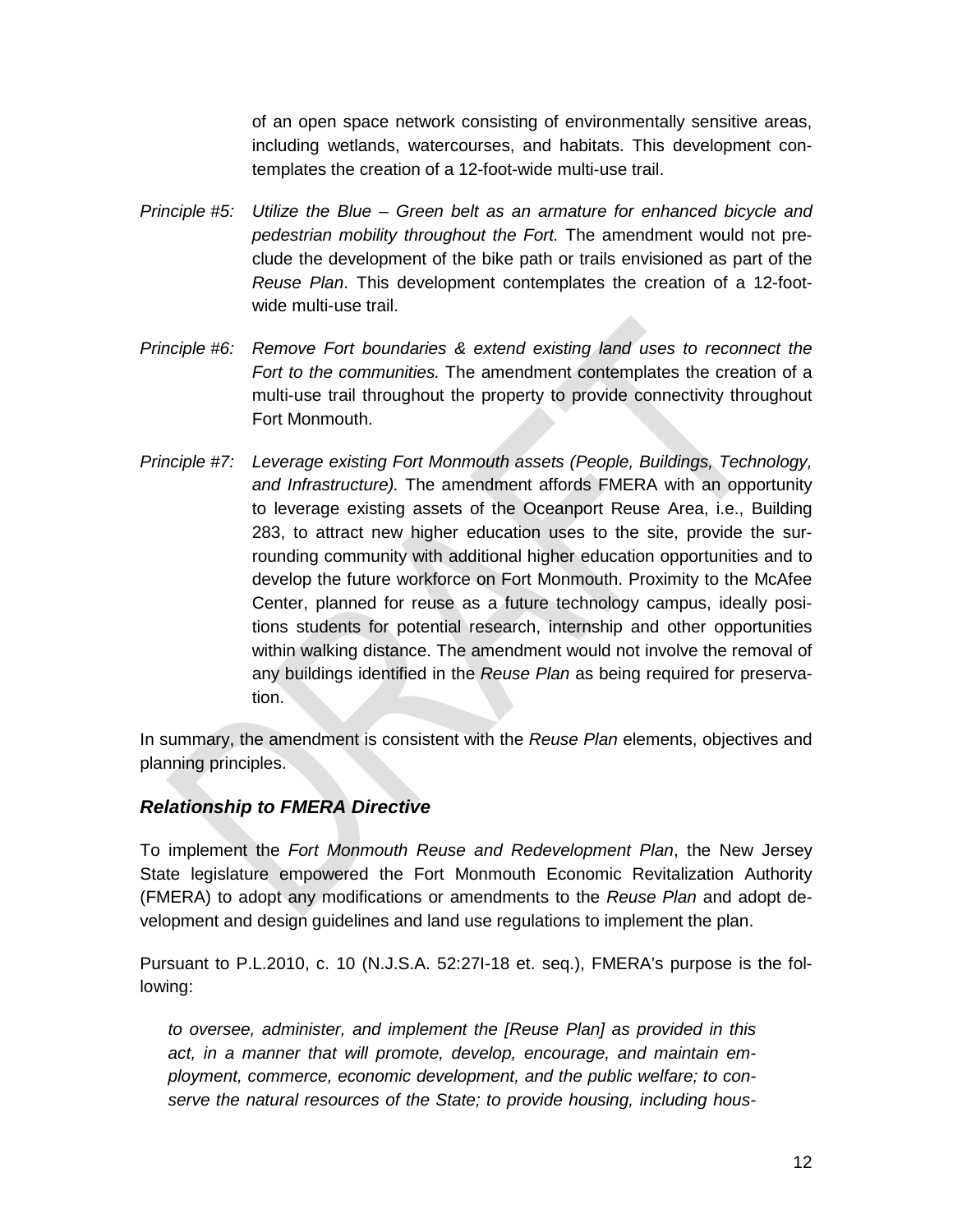of an open space network consisting of environmentally sensitive areas, including wetlands, watercourses, and habitats. This development contemplates the creation of a 12-foot-wide multi-use trail.

*Principle #5:* *Utilize the Blue – Green belt as an armature for enhanced bicycle and pedestrian mobility throughout the Fort.* The amendment would not preclude the development of the bike path or trails envisioned as part of the *Reuse Plan*. This development contemplates the creation of a 12-foot-wide multi-use trail.

*Principle #6:* *Remove Fort boundaries & extend existing land uses to reconnect the Fort to the communities.* The amendment contemplates the creation of a multi-use trail throughout the property to provide connectivity throughout Fort Monmouth.

*Principle #7:* *Leverage existing Fort Monmouth assets (People, Buildings, Technology, and Infrastructure).* The amendment affords FMERA with an opportunity to leverage existing assets of the Oceanport Reuse Area, i.e., Building 283, to attract new higher education uses to the site, provide the surrounding community with additional higher education opportunities and to develop the future workforce on Fort Monmouth. Proximity to the McAfee Center, planned for reuse as a future technology campus, ideally positions students for potential research, internship and other opportunities within walking distance. The amendment would not involve the removal of any buildings identified in the *Reuse Plan* as being required for preservation.

In summary, the amendment is consistent with the *Reuse Plan* elements, objectives and planning principles.

### *Relationship to FMERA Directive*

To implement the *Fort Monmouth Reuse and Redevelopment Plan*, the New Jersey State legislature empowered the Fort Monmouth Economic Revitalization Authority (FMERA) to adopt any modifications or amendments to the *Reuse Plan* and adopt development and design guidelines and land use regulations to implement the plan.

Pursuant to P.L.2010, c. 10 (N.J.S.A. 52:27I-18 et. seq.), FMERA's purpose is the following:

> *to oversee, administer, and implement the [Reuse Plan] as provided in this act, in a manner that will promote, develop, encourage, and maintain employment, commerce, economic development, and the public welfare; to conserve the natural resources of the State; to provide housing, including hous-*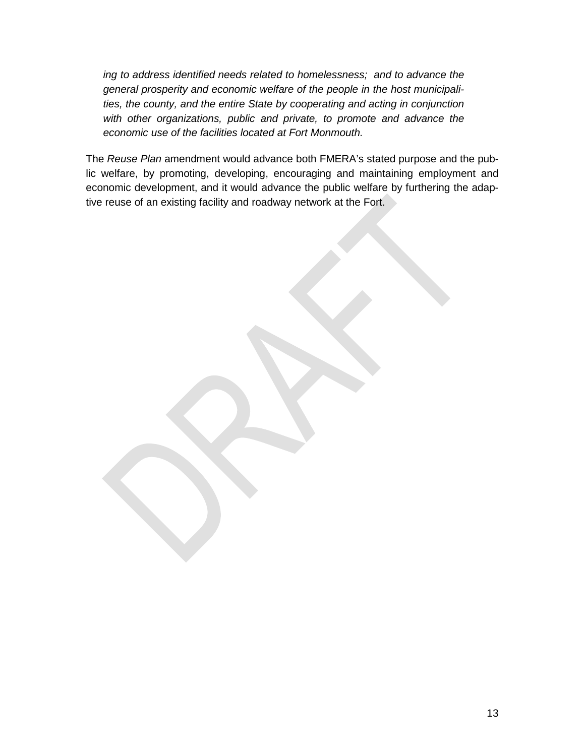*ing to address identified needs related to homelessness; and to advance the general prosperity and economic welfare of the people in the host municipalities, the county, and the entire State by cooperating and acting in conjunction with other organizations, public and private, to promote and advance the economic use of the facilities located at Fort Monmouth.*

The *Reuse Plan* amendment would advance both FMERA's stated purpose and the public welfare, by promoting, developing, encouraging and maintaining employment and economic development, and it would advance the public welfare by furthering the adaptive reuse of an existing facility and roadway network at the Fort.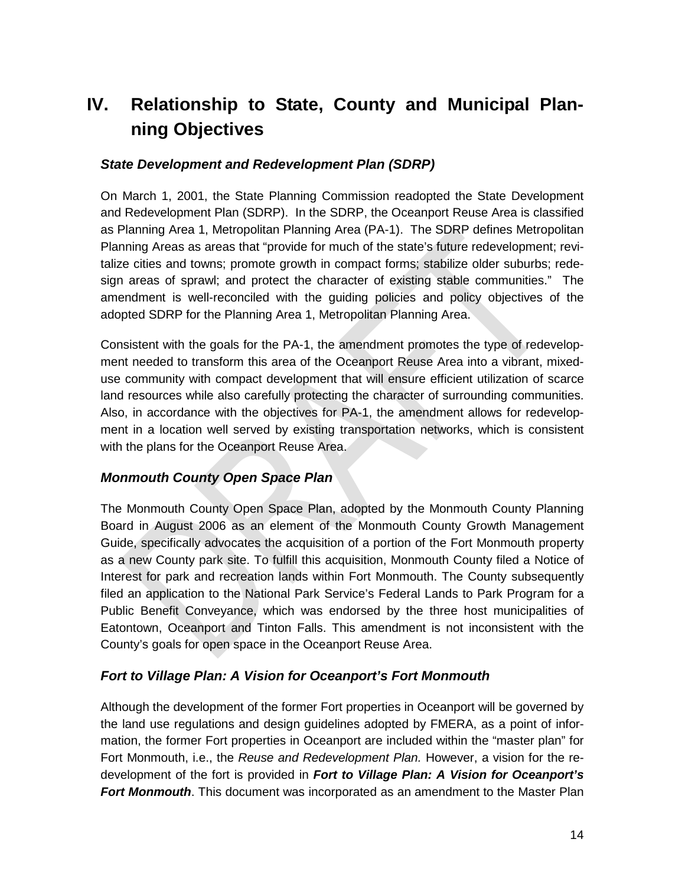# IV. Relationship to State, County and Municipal Planning Objectives

### *State Development and Redevelopment Plan (SDRP)*

On March 1, 2001, the State Planning Commission readopted the State Development and Redevelopment Plan (SDRP). In the SDRP, the Oceanport Reuse Area is classified as Planning Area 1, Metropolitan Planning Area (PA-1). The SDRP defines Metropolitan Planning Areas as areas that "provide for much of the state's future redevelopment; revitalize cities and towns; promote growth in compact forms; stabilize older suburbs; redesign areas of sprawl; and protect the character of existing stable communities." The amendment is well-reconciled with the guiding policies and policy objectives of the adopted SDRP for the Planning Area 1, Metropolitan Planning Area.

Consistent with the goals for the PA-1, the amendment promotes the type of redevelopment needed to transform this area of the Oceanport Reuse Area into a vibrant, mixed-use community with compact development that will ensure efficient utilization of scarce land resources while also carefully protecting the character of surrounding communities. Also, in accordance with the objectives for PA-1, the amendment allows for redevelopment in a location well served by existing transportation networks, which is consistent with the plans for the Oceanport Reuse Area.

### *Monmouth County Open Space Plan*

The Monmouth County Open Space Plan, adopted by the Monmouth County Planning Board in August 2006 as an element of the Monmouth County Growth Management Guide, specifically advocates the acquisition of a portion of the Fort Monmouth property as a new County park site. To fulfill this acquisition, Monmouth County filed a Notice of Interest for park and recreation lands within Fort Monmouth. The County subsequently filed an application to the National Park Service's Federal Lands to Park Program for a Public Benefit Conveyance, which was endorsed by the three host municipalities of Eatontown, Oceanport and Tinton Falls. This amendment is not inconsistent with the County's goals for open space in the Oceanport Reuse Area.

### *Fort to Village Plan: A Vision for Oceanport's Fort Monmouth*

Although the development of the former Fort properties in Oceanport will be governed by the land use regulations and design guidelines adopted by FMERA, as a point of information, the former Fort properties in Oceanport are included within the "master plan" for Fort Monmouth, i.e., the *Reuse and Redevelopment Plan.* However, a vision for the redevelopment of the fort is provided in ***Fort to Village Plan: A Vision for Oceanport's Fort Monmouth***. This document was incorporated as an amendment to the Master Plan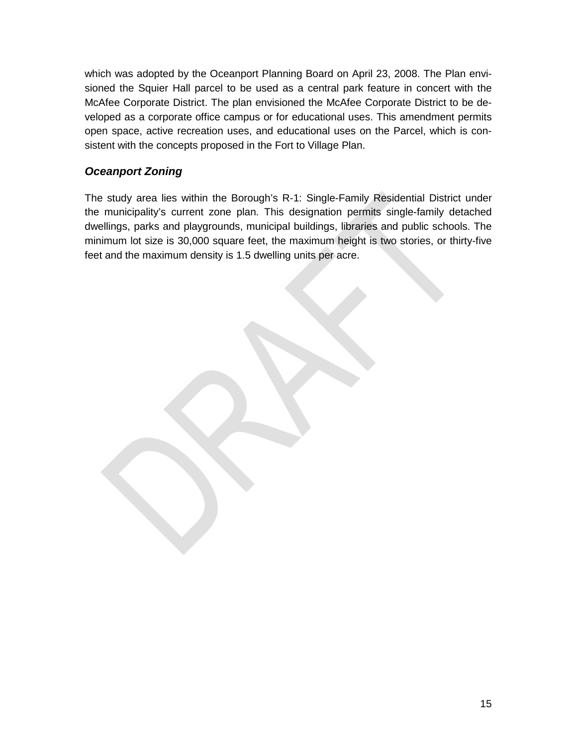which was adopted by the Oceanport Planning Board on April 23, 2008. The Plan envisioned the Squier Hall parcel to be used as a central park feature in concert with the McAfee Corporate District. The plan envisioned the McAfee Corporate District to be developed as a corporate office campus or for educational uses. This amendment permits open space, active recreation uses, and educational uses on the Parcel, which is consistent with the concepts proposed in the Fort to Village Plan.

### *Oceanport Zoning*

The study area lies within the Borough's R-1: Single-Family Residential District under the municipality's current zone plan. This designation permits single-family detached dwellings, parks and playgrounds, municipal buildings, libraries and public schools. The minimum lot size is 30,000 square feet, the maximum height is two stories, or thirty-five feet and the maximum density is 1.5 dwelling units per acre.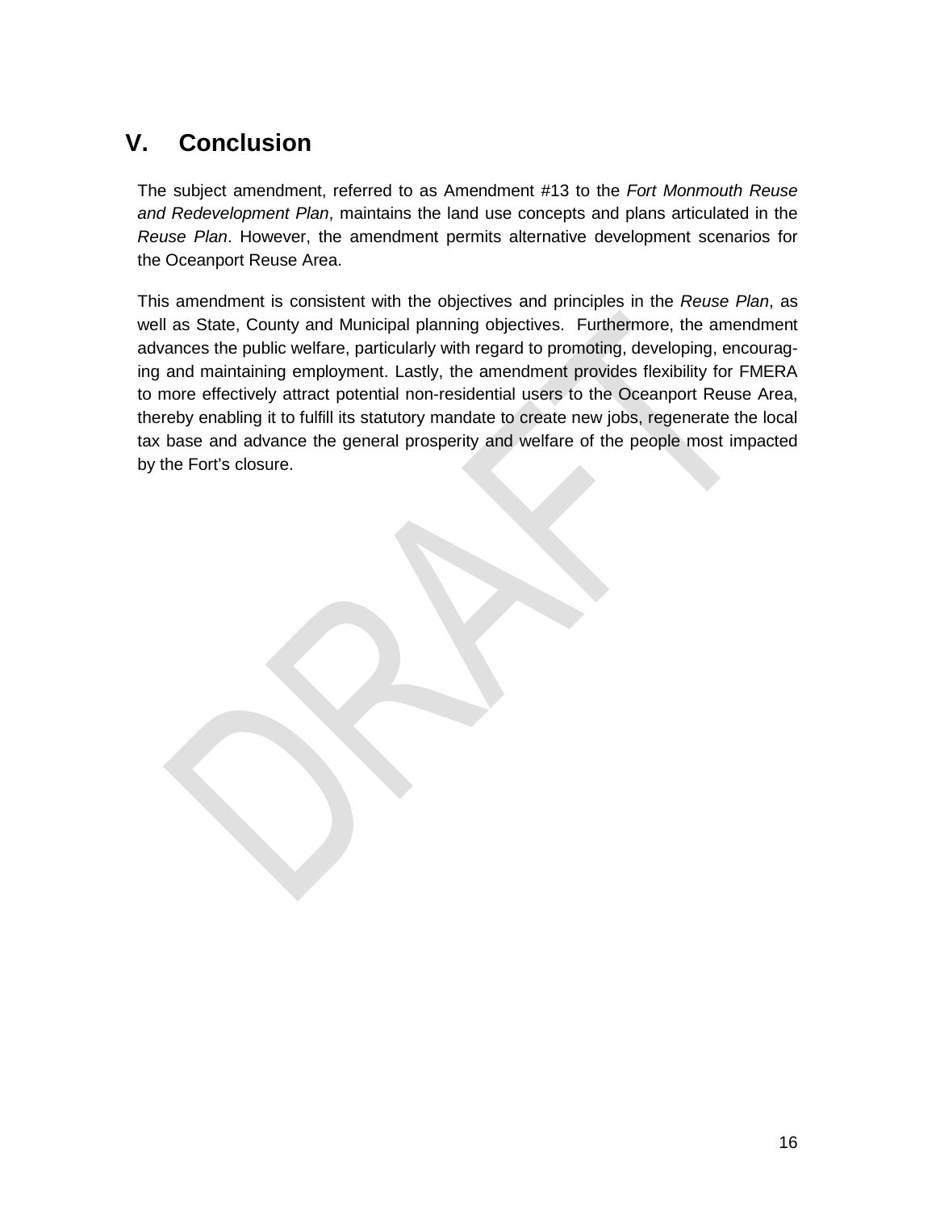# V. Conclusion

The subject amendment, referred to as Amendment #13 to the *Fort Monmouth Reuse and Redevelopment Plan*, maintains the land use concepts and plans articulated in the *Reuse Plan*. However, the amendment permits alternative development scenarios for the Oceanport Reuse Area.

This amendment is consistent with the objectives and principles in the *Reuse Plan*, as well as State, County and Municipal planning objectives. Furthermore, the amendment advances the public welfare, particularly with regard to promoting, developing, encouraging and maintaining employment. Lastly, the amendment provides flexibility for FMERA to more effectively attract potential non-residential users to the Oceanport Reuse Area, thereby enabling it to fulfill its statutory mandate to create new jobs, regenerate the local tax base and advance the general prosperity and welfare of the people most impacted by the Fort's closure.